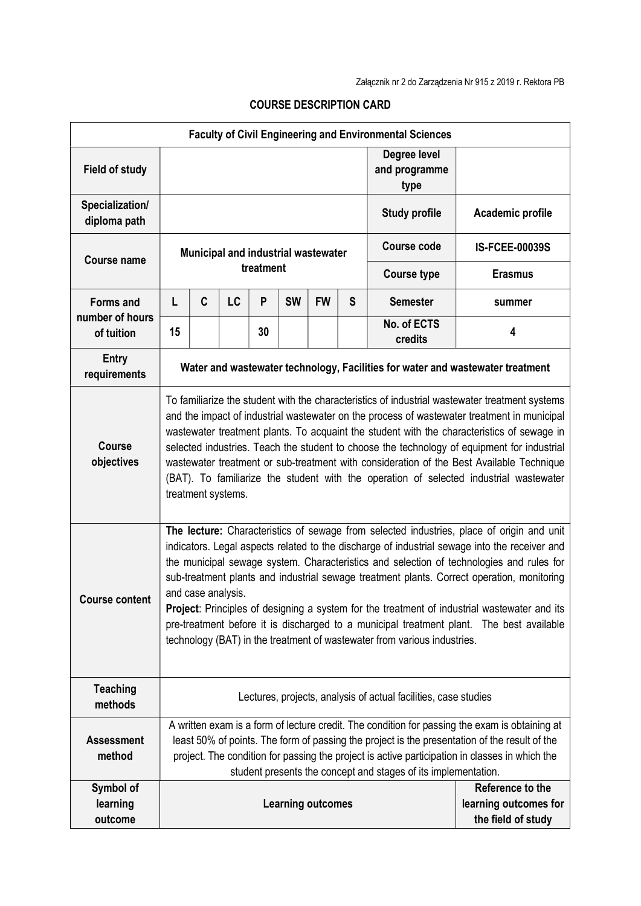Załącznik nr 2 do Zarządzenia Nr 915 z 2019 r. Rektora PB

# COURSE DESCRIPTION CARD

| **Faculty of Civil Engineering and Environmental Sciences** | | | | | | | | | |
|---|---|---|---|---|---|---|---|---|---|
| **Field of study** | | | | | | | | **Degree level and programme type** | |
| **Specialization/ diploma path** | | | | | | | | **Study profile** | **Academic profile** |
| **Course name** | **Municipal and industrial wastewater treatment** | | | | | | | **Course code** | **IS-FCEE-00039S** |
| | | | | | | | | **Course type** | **Erasmus** |
| **Forms and number of hours of tuition** | **L** | **C** | **LC** | **P** | **SW** | **FW** | **S** | **Semester** | **summer** |
| | **15** | | | **30** | | | | **No. of ECTS credits** | **4** |
| **Entry requirements** | **Water and wastewater technology, Facilities for water and wastewater treatment** | | | | | | | | |
| **Course objectives** | To familiarize the student with the characteristics of industrial wastewater treatment systems and the impact of industrial wastewater on the process of wastewater treatment in municipal wastewater treatment plants. To acquaint the student with the characteristics of sewage in selected industries. Teach the student to choose the technology of equipment for industrial wastewater treatment or sub-treatment with consideration of the Best Available Technique (BAT). To familiarize the student with the operation of selected industrial wastewater treatment systems. | | | | | | | | |
| **Course content** | **The lecture:** Characteristics of sewage from selected industries, place of origin and unit indicators. Legal aspects related to the discharge of industrial sewage into the receiver and the municipal sewage system. Characteristics and selection of technologies and rules for sub-treatment plants and industrial sewage treatment plants. Correct operation, monitoring and case analysis.<br>**Project**: Principles of designing a system for the treatment of industrial wastewater and its pre-treatment before it is discharged to a municipal treatment plant. The best available technology (BAT) in the treatment of wastewater from various industries. | | | | | | | | |
| **Teaching methods** | Lectures, projects, analysis of actual facilities, case studies | | | | | | | | |
| **Assessment method** | A written exam is a form of lecture credit. The condition for passing the exam is obtaining at least 50% of points. The form of passing the project is the presentation of the result of the project. The condition for passing the project is active participation in classes in which the student presents the concept and stages of its implementation. | | | | | | | | |
| **Symbol of learning outcome** | **Learning outcomes** | | | | | | | | **Reference to the learning outcomes for the field of study** |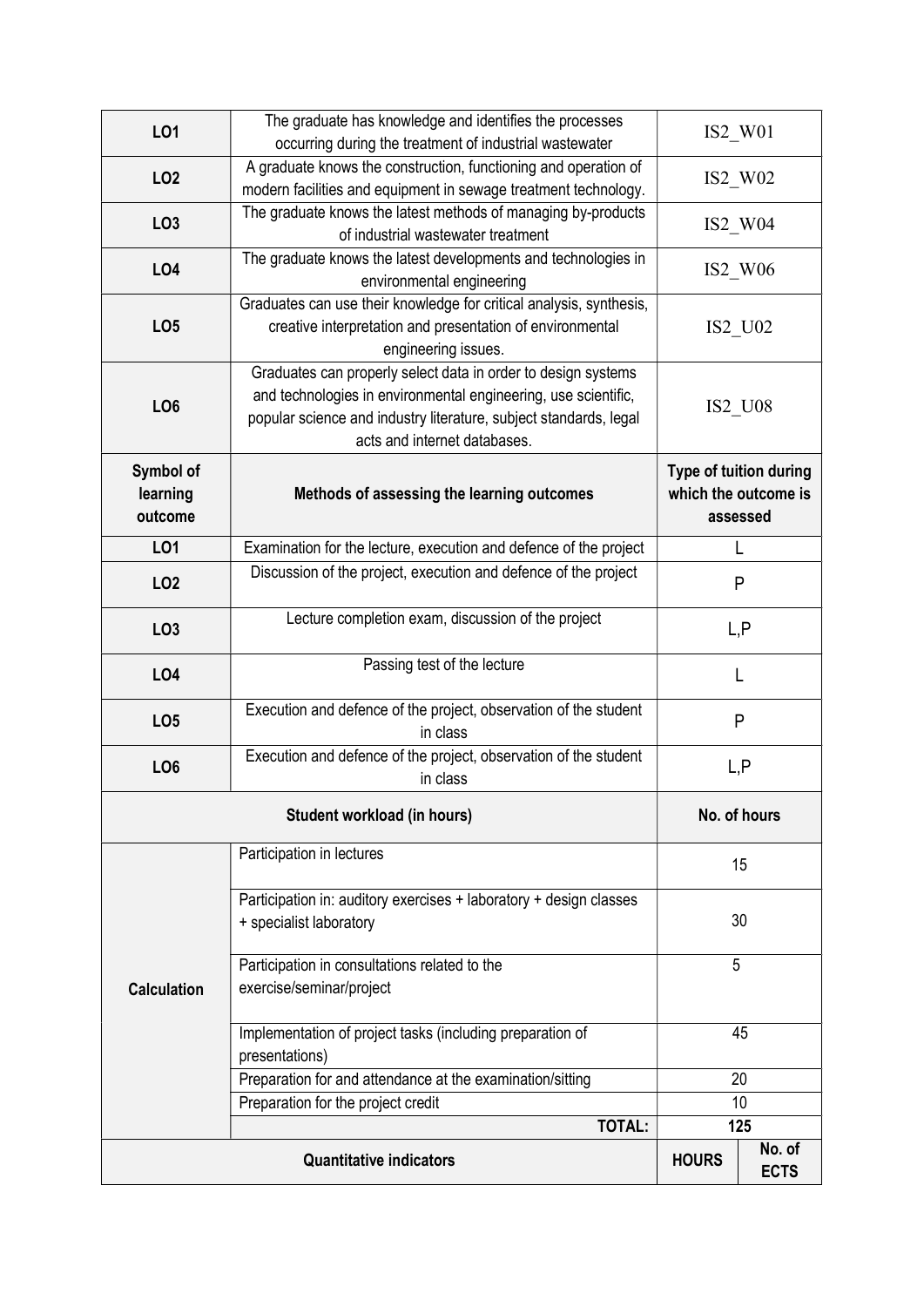| | | |
|---|---|---|
| **LO1** | The graduate has knowledge and identifies the processes occurring during the treatment of industrial wastewater | IS2_W01 |
| **LO2** | A graduate knows the construction, functioning and operation of modern facilities and equipment in sewage treatment technology. | IS2_W02 |
| **LO3** | The graduate knows the latest methods of managing by-products of industrial wastewater treatment | IS2_W04 |
| **LO4** | The graduate knows the latest developments and technologies in environmental engineering | IS2_W06 |
| **LO5** | Graduates can use their knowledge for critical analysis, synthesis, creative interpretation and presentation of environmental engineering issues. | IS2_U02 |
| **LO6** | Graduates can properly select data in order to design systems and technologies in environmental engineering, use scientific, popular science and industry literature, subject standards, legal acts and internet databases. | IS2_U08 |

| **Symbol of learning outcome** | **Methods of assessing the learning outcomes** | **Type of tuition during which the outcome is assessed** |
|---|---|---|
| **LO1** | Examination for the lecture, execution and defence of the project | L |
| **LO2** | Discussion of the project, execution and defence of the project | P |
| **LO3** | Lecture completion exam, discussion of the project | L,P |
| **LO4** | Passing test of the lecture | L |
| **LO5** | Execution and defence of the project, observation of the student in class | P |
| **LO6** | Execution and defence of the project, observation of the student in class | L,P |

| **Student workload (in hours)** | | **No. of hours** |
|---|---|---|
| **Calculation** | Participation in lectures | 15 |
| | Participation in: auditory exercises + laboratory + design classes + specialist laboratory | 30 |
| | Participation in consultations related to the exercise/seminar/project | 5 |
| | Implementation of project tasks (including preparation of presentations) | 45 |
| | Preparation for and attendance at the examination/sitting | 20 |
| | Preparation for the project credit | 10 |
| | **TOTAL:** | **125** |

| **Quantitative indicators** | **HOURS** | **No. of ECTS** |
|---|---|---|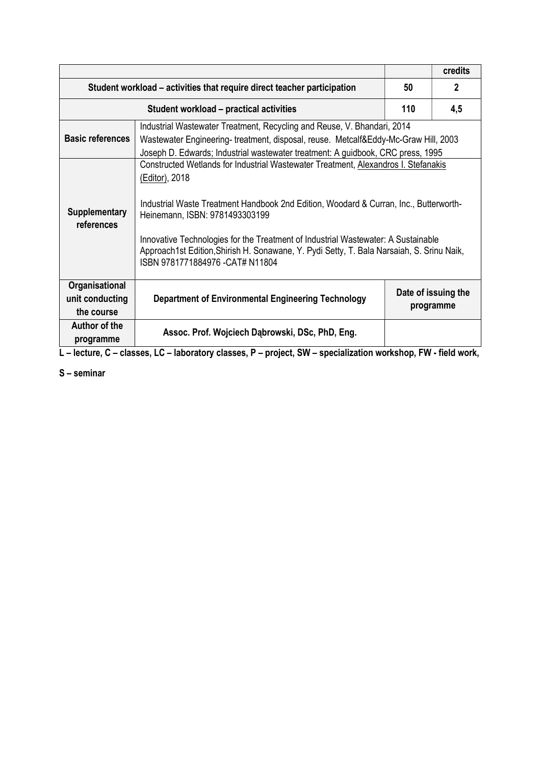| | | |
|---|---|---|
| | | **credits** |
| **Student workload – activities that require direct teacher participation** | **50** | **2** |
| **Student workload – practical activities** | **110** | **4,5** |

| | | |
|---|---|---|
| **Basic references** | Industrial Wastewater Treatment, Recycling and Reuse, V. Bhandari, 2014<br>Wastewater Engineering- treatment, disposal, reuse. Metcalf&Eddy-Mc-Graw Hill, 2003<br>Joseph D. Edwards; Industrial wastewater treatment: A guidbook, CRC press, 1995 | |
| **Supplementary references** | Constructed Wetlands for Industrial Wastewater Treatment, Alexandros I. Stefanakis (Editor), 2018<br><br>Industrial Waste Treatment Handbook 2nd Edition, Woodard & Curran, Inc., Butterworth-Heinemann, ISBN: 9781493303199<br><br>Innovative Technologies for the Treatment of Industrial Wastewater: A Sustainable Approach1st Edition,Shirish H. Sonawane, Y. Pydi Setty, T. Bala Narsaiah, S. Srinu Naik, ISBN 9781771884976 -CAT# N11804 | |
| **Organisational unit conducting the course** | **Department of Environmental Engineering Technology** | **Date of issuing the programme** |
| **Author of the programme** | **Assoc. Prof. Wojciech Dąbrowski, DSc, PhD, Eng.** | |

**L – lecture, C – classes, LC – laboratory classes, P – project, SW – specialization workshop, FW - field work, S – seminar**